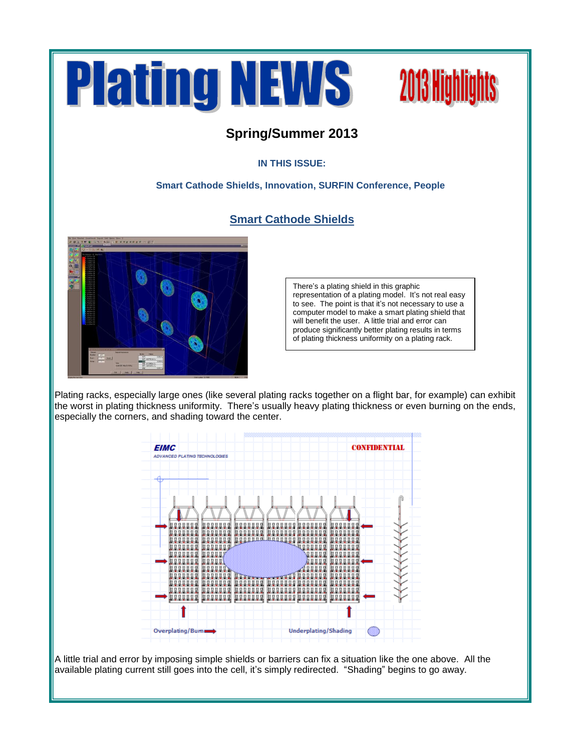# Plating NEWS

## 2013 Highlights

### Spring/Summer 2013

**IN THIS ISSUE:**

**Smart Cathode Shields, Innovation, SURFIN Conference, People**

## Smart Cathode Shields

There's a plating shield in this graphic representation of a plating model. It's not real easy to see. The point is that it's not necessary to use a computer model to make a smart plating shield that will benefit the user. A little trial and error can produce significantly better plating results in terms of plating thickness uniformity on a plating rack.

Plating racks, especially large ones (like several plating racks together on a flight bar, for example) can exhibit the worst in plating thickness uniformity. There's usually heavy plating thickness or even burning on the ends, especially the corners, and shading toward the center.

A little trial and error by imposing simple shields or barriers can fix a situation like the one above. All the available plating current still goes into the cell, it's simply redirected. "Shading" begins to go away.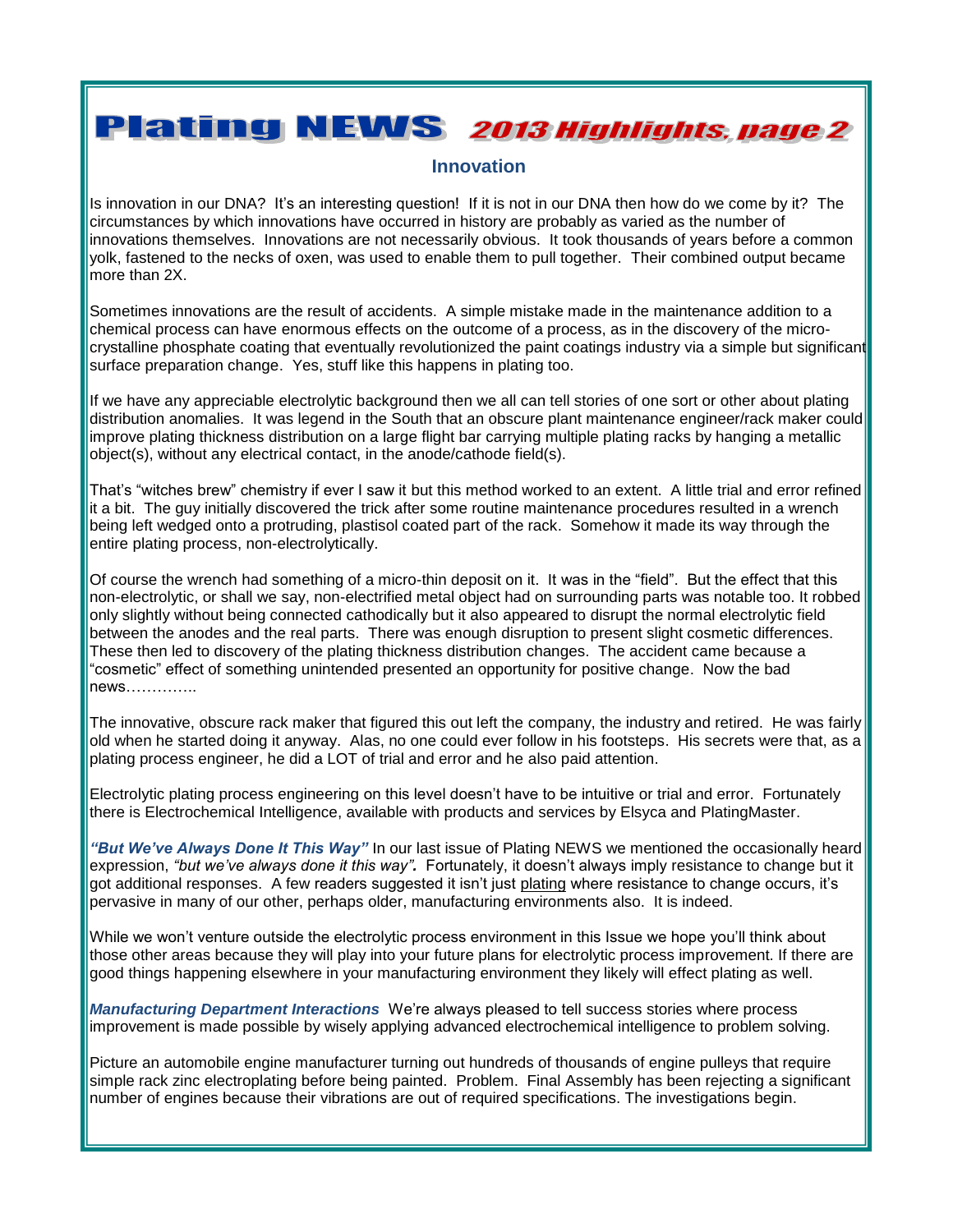# Plating NEWS 2013 Highlights, page 2

## Innovation

Is innovation in our DNA? It's an interesting question! If it is not in our DNA then how do we come by it? The circumstances by which innovations have occurred in history are probably as varied as the number of innovations themselves. Innovations are not necessarily obvious. It took thousands of years before a common yolk, fastened to the necks of oxen, was used to enable them to pull together. Their combined output became more than 2X.

Sometimes innovations are the result of accidents. A simple mistake made in the maintenance addition to a chemical process can have enormous effects on the outcome of a process, as in the discovery of the micro-crystalline phosphate coating that eventually revolutionized the paint coatings industry via a simple but significant surface preparation change. Yes, stuff like this happens in plating too.

If we have any appreciable electrolytic background then we all can tell stories of one sort or other about plating distribution anomalies. It was legend in the South that an obscure plant maintenance engineer/rack maker could improve plating thickness distribution on a large flight bar carrying multiple plating racks by hanging a metallic object(s), without any electrical contact, in the anode/cathode field(s).

That's "witches brew" chemistry if ever I saw it but this method worked to an extent. A little trial and error refined it a bit. The guy initially discovered the trick after some routine maintenance procedures resulted in a wrench being left wedged onto a protruding, plastisol coated part of the rack. Somehow it made its way through the entire plating process, non-electrolytically.

Of course the wrench had something of a micro-thin deposit on it. It was in the "field". But the effect that this non-electrolytic, or shall we say, non-electrified metal object had on surrounding parts was notable too. It robbed only slightly without being connected cathodically but it also appeared to disrupt the normal electrolytic field between the anodes and the real parts. There was enough disruption to present slight cosmetic differences. These then led to discovery of the plating thickness distribution changes. The accident came because a "cosmetic" effect of something unintended presented an opportunity for positive change. Now the bad news…………..

The innovative, obscure rack maker that figured this out left the company, the industry and retired. He was fairly old when he started doing it anyway. Alas, no one could ever follow in his footsteps. His secrets were that, as a plating process engineer, he did a LOT of trial and error and he also paid attention.

Electrolytic plating process engineering on this level doesn't have to be intuitive or trial and error. Fortunately there is Electrochemical Intelligence, available with products and services by Elsyca and PlatingMaster.

***"But We've Always Done It This Way"*** In our last issue of Plating NEWS we mentioned the occasionally heard expression, *"but we've always done it this way"*. Fortunately, it doesn't always imply resistance to change but it got additional responses. A few readers suggested it isn't just plating where resistance to change occurs, it's pervasive in many of our other, perhaps older, manufacturing environments also. It is indeed.

While we won't venture outside the electrolytic process environment in this Issue we hope you'll think about those other areas because they will play into your future plans for electrolytic process improvement. If there are good things happening elsewhere in your manufacturing environment they likely will effect plating as well.

***Manufacturing Department Interactions*** We're always pleased to tell success stories where process improvement is made possible by wisely applying advanced electrochemical intelligence to problem solving.

Picture an automobile engine manufacturer turning out hundreds of thousands of engine pulleys that require simple rack zinc electroplating before being painted. Problem. Final Assembly has been rejecting a significant number of engines because their vibrations are out of required specifications. The investigations begin.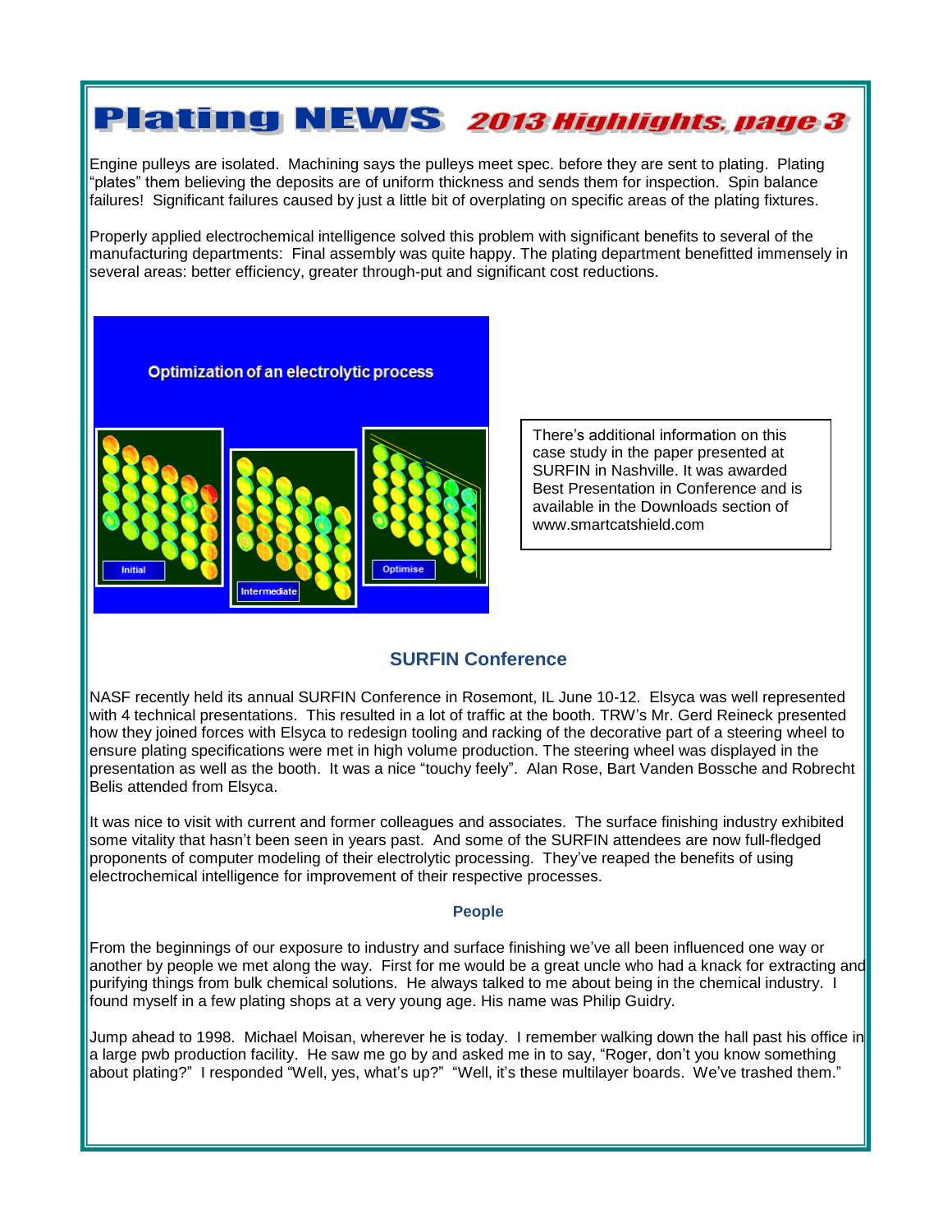Engine pulleys are isolated. Machining says the pulleys meet spec. before they are sent to plating. Plating "plates" them believing the deposits are of uniform thickness and sends them for inspection. Spin balance failures! Significant failures caused by just a little bit of overplating on specific areas of the plating fixtures.

Properly applied electrochemical intelligence solved this problem with significant benefits to several of the manufacturing departments: Final assembly was quite happy. The plating department benefitted immensely in several areas: better efficiency, greater through-put and significant cost reductions.

Optimization of an electrolytic process

Initial | Intermediate | Optimise

There's additional information on this case study in the paper presented at SURFIN in Nashville. It was awarded Best Presentation in Conference and is available in the Downloads section of www.smartcatshield.com

## SURFIN Conference

NASF recently held its annual SURFIN Conference in Rosemont, IL June 10-12. Elsyca was well represented with 4 technical presentations. This resulted in a lot of traffic at the booth. TRW's Mr. Gerd Reineck presented how they joined forces with Elsyca to redesign tooling and racking of the decorative part of a steering wheel to ensure plating specifications were met in high volume production. The steering wheel was displayed in the presentation as well as the booth. It was a nice "touchy feely". Alan Rose, Bart Vanden Bossche and Robrecht Belis attended from Elsyca.

It was nice to visit with current and former colleagues and associates. The surface finishing industry exhibited some vitality that hasn't been seen in years past. And some of the SURFIN attendees are now full-fledged proponents of computer modeling of their electrolytic processing. They've reaped the benefits of using electrochemical intelligence for improvement of their respective processes.

### People

From the beginnings of our exposure to industry and surface finishing we've all been influenced one way or another by people we met along the way. First for me would be a great uncle who had a knack for extracting and purifying things from bulk chemical solutions. He always talked to me about being in the chemical industry. I found myself in a few plating shops at a very young age. His name was Philip Guidry.

Jump ahead to 1998. Michael Moisan, wherever he is today. I remember walking down the hall past his office in a large pwb production facility. He saw me go by and asked me in to say, "Roger, don't you know something about plating?" I responded "Well, yes, what's up?" "Well, it's these multilayer boards. We've trashed them."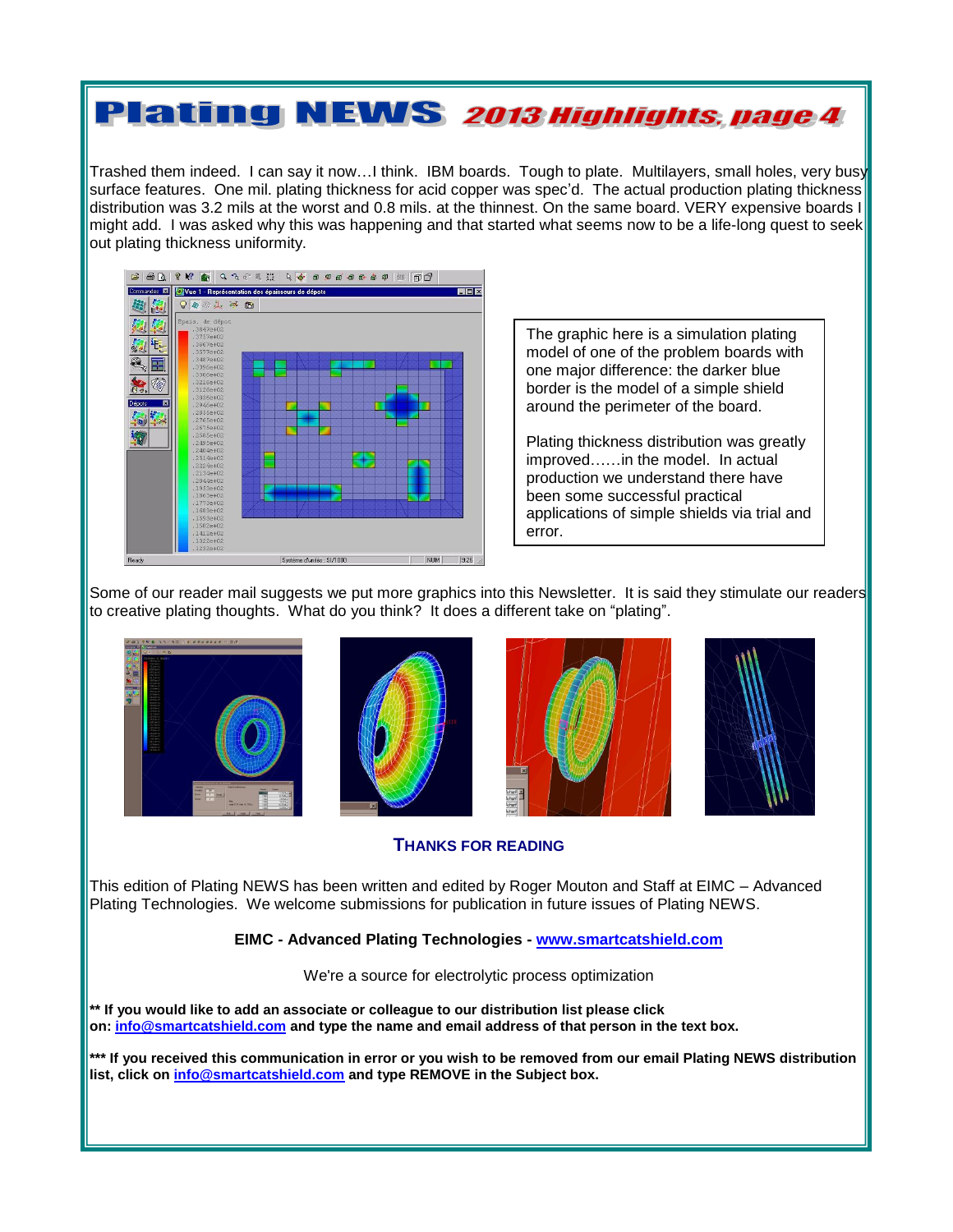# Plating NEWS 2013 Highlights, page 4

Trashed them indeed. I can say it now…I think. IBM boards. Tough to plate. Multilayers, small holes, very busy surface features. One mil. plating thickness for acid copper was spec'd. The actual production plating thickness distribution was 3.2 mils at the worst and 0.8 mils. at the thinnest. On the same board. VERY expensive boards I might add. I was asked why this was happening and that started what seems now to be a life-long quest to seek out plating thickness uniformity.

The graphic here is a simulation plating model of one of the problem boards with one major difference: the darker blue border is the model of a simple shield around the perimeter of the board.

Plating thickness distribution was greatly improved……in the model. In actual production we understand there have been some successful practical applications of simple shields via trial and error.

Some of our reader mail suggests we put more graphics into this Newsletter. It is said they stimulate our readers to creative plating thoughts. What do you think? It does a different take on "plating".

**THANKS FOR READING**

This edition of Plating NEWS has been written and edited by Roger Mouton and Staff at EIMC – Advanced Plating Technologies. We welcome submissions for publication in future issues of Plating NEWS.

**EIMC - Advanced Plating Technologies - [www.smartcatshield.com](http://www.smartcatshield.com)**

We're a source for electrolytic process optimization

**** If you would like to add an associate or colleague to our distribution list please click on: [info@smartcatshield.com](mailto:info@smartcatshield.com) and type the name and email address of that person in the text box.**

***** If you received this communication in error or you wish to be removed from our email Plating NEWS distribution list, click on [info@smartcatshield.com](mailto:info@smartcatshield.com) and type REMOVE in the Subject box.**